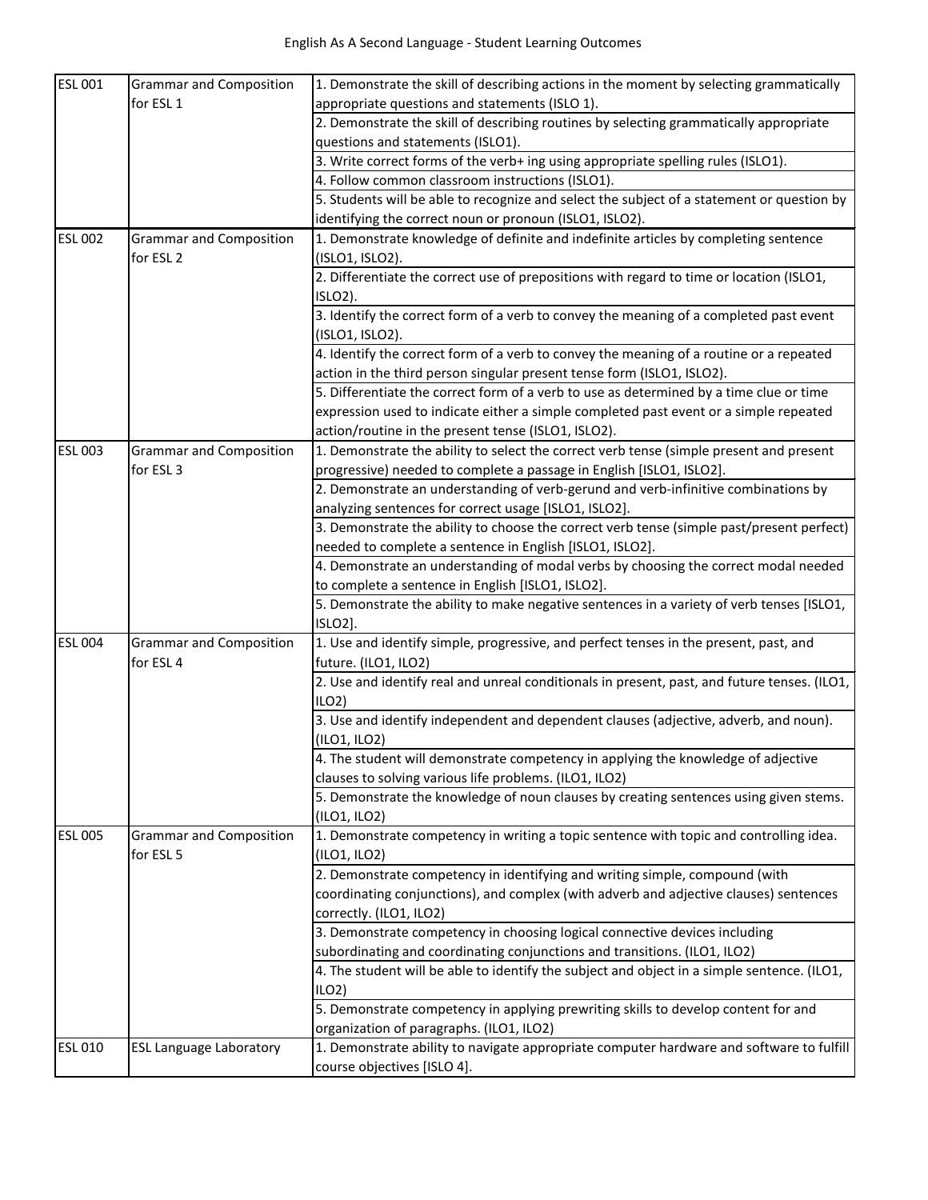# English As A Second Language - Student Learning Outcomes

| | | |
|---|---|---|
| ESL 001 | Grammar and Composition for ESL 1 | 1. Demonstrate the skill of describing actions in the moment by selecting grammatically appropriate questions and statements (ISLO 1). |
| | | 2. Demonstrate the skill of describing routines by selecting grammatically appropriate questions and statements (ISLO1). |
| | | 3. Write correct forms of the verb+ ing using appropriate spelling rules (ISLO1). |
| | | 4. Follow common classroom instructions (ISLO1). |
| | | 5. Students will be able to recognize and select the subject of a statement or question by identifying the correct noun or pronoun (ISLO1, ISLO2). |
| ESL 002 | Grammar and Composition for ESL 2 | 1. Demonstrate knowledge of definite and indefinite articles by completing sentence (ISLO1, ISLO2). |
| | | 2. Differentiate the correct use of prepositions with regard to time or location (ISLO1, ISLO2). |
| | | 3. Identify the correct form of a verb to convey the meaning of a completed past event (ISLO1, ISLO2). |
| | | 4. Identify the correct form of a verb to convey the meaning of a routine or a repeated action in the third person singular present tense form (ISLO1, ISLO2). |
| | | 5. Differentiate the correct form of a verb to use as determined by a time clue or time expression used to indicate either a simple completed past event or a simple repeated action/routine in the present tense (ISLO1, ISLO2). |
| ESL 003 | Grammar and Composition for ESL 3 | 1. Demonstrate the ability to select the correct verb tense (simple present and present progressive) needed to complete a passage in English [ISLO1, ISLO2]. |
| | | 2. Demonstrate an understanding of verb-gerund and verb-infinitive combinations by analyzing sentences for correct usage [ISLO1, ISLO2]. |
| | | 3. Demonstrate the ability to choose the correct verb tense (simple past/present perfect) needed to complete a sentence in English [ISLO1, ISLO2]. |
| | | 4. Demonstrate an understanding of modal verbs by choosing the correct modal needed to complete a sentence in English [ISLO1, ISLO2]. |
| | | 5. Demonstrate the ability to make negative sentences in a variety of verb tenses [ISLO1, ISLO2]. |
| ESL 004 | Grammar and Composition for ESL 4 | 1. Use and identify simple, progressive, and perfect tenses in the present, past, and future. (ILO1, ILO2) |
| | | 2. Use and identify real and unreal conditionals in present, past, and future tenses. (ILO1, ILO2) |
| | | 3. Use and identify independent and dependent clauses (adjective, adverb, and noun). (ILO1, ILO2) |
| | | 4. The student will demonstrate competency in applying the knowledge of adjective clauses to solving various life problems. (ILO1, ILO2) |
| | | 5. Demonstrate the knowledge of noun clauses by creating sentences using given stems. (ILO1, ILO2) |
| ESL 005 | Grammar and Composition for ESL 5 | 1. Demonstrate competency in writing a topic sentence with topic and controlling idea. (ILO1, ILO2) |
| | | 2. Demonstrate competency in identifying and writing simple, compound (with coordinating conjunctions), and complex (with adverb and adjective clauses) sentences correctly. (ILO1, ILO2) |
| | | 3. Demonstrate competency in choosing logical connective devices including subordinating and coordinating conjunctions and transitions. (ILO1, ILO2) |
| | | 4. The student will be able to identify the subject and object in a simple sentence. (ILO1, ILO2) |
| | | 5. Demonstrate competency in applying prewriting skills to develop content for and organization of paragraphs. (ILO1, ILO2) |
| ESL 010 | ESL Language Laboratory | 1. Demonstrate ability to navigate appropriate computer hardware and software to fulfill course objectives [ISLO 4]. |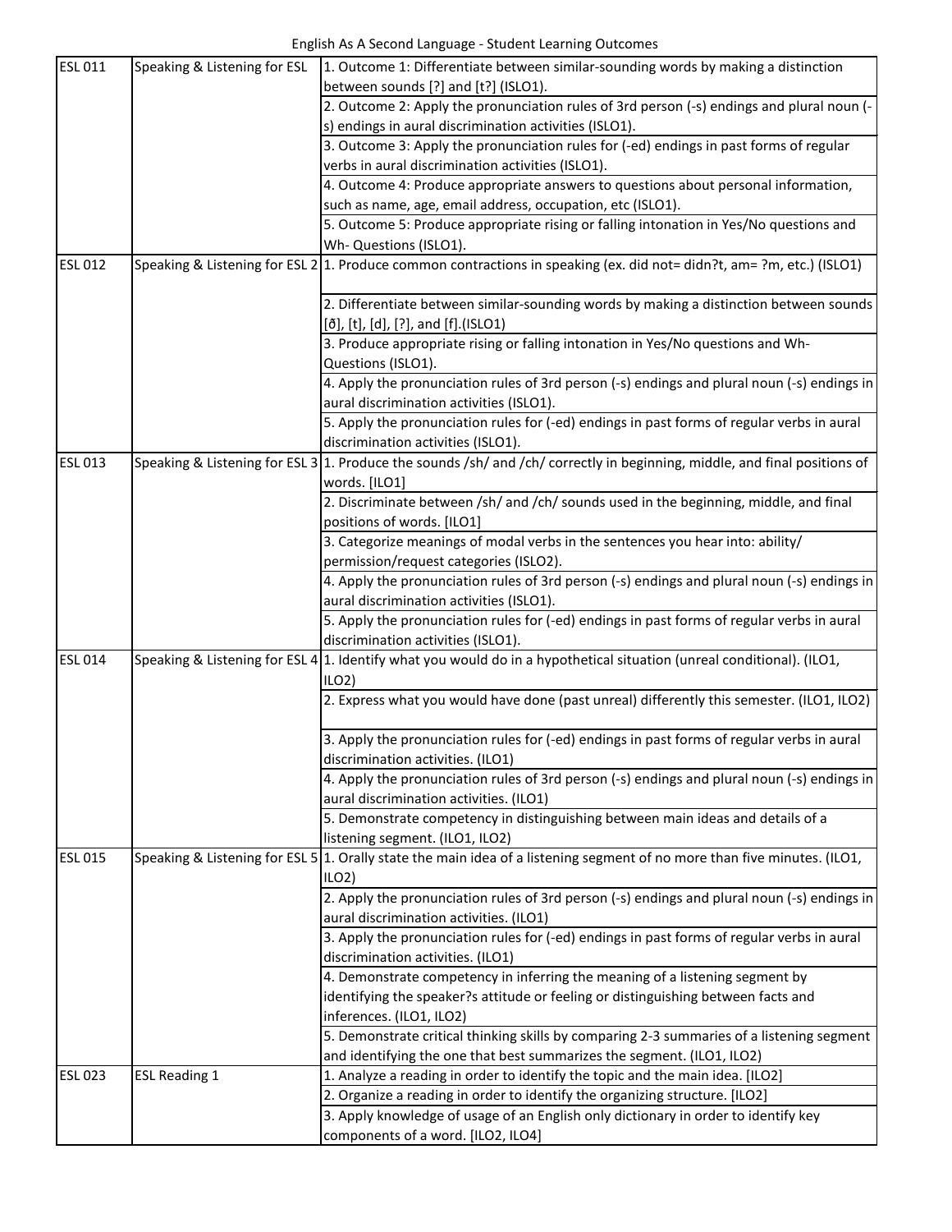English As A Second Language - Student Learning Outcomes

| | | |
|---|---|---|
| ESL 011 | Speaking & Listening for ESL | 1. Outcome 1: Differentiate between similar-sounding words by making a distinction between sounds [?] and [t?] (ISLO1). |
| | | 2. Outcome 2: Apply the pronunciation rules of 3rd person (-s) endings and plural noun (-s) endings in aural discrimination activities (ISLO1). |
| | | 3. Outcome 3: Apply the pronunciation rules for (-ed) endings in past forms of regular verbs in aural discrimination activities (ISLO1). |
| | | 4. Outcome 4: Produce appropriate answers to questions about personal information, such as name, age, email address, occupation, etc (ISLO1). |
| | | 5. Outcome 5: Produce appropriate rising or falling intonation in Yes/No questions and Wh- Questions (ISLO1). |
| ESL 012 | Speaking & Listening for ESL 2 | 1. Produce common contractions in speaking (ex. did not= didn?t, am= ?m, etc.) (ISLO1) |
| | | 2. Differentiate between similar-sounding words by making a distinction between sounds [ð], [t], [d], [?], and [f].(ISLO1) |
| | | 3. Produce appropriate rising or falling intonation in Yes/No questions and Wh- Questions (ISLO1). |
| | | 4. Apply the pronunciation rules of 3rd person (-s) endings and plural noun (-s) endings in aural discrimination activities (ISLO1). |
| | | 5. Apply the pronunciation rules for (-ed) endings in past forms of regular verbs in aural discrimination activities (ISLO1). |
| ESL 013 | Speaking & Listening for ESL 3 | 1. Produce the sounds /sh/ and /ch/ correctly in beginning, middle, and final positions of words. [ILO1] |
| | | 2. Discriminate between /sh/ and /ch/ sounds used in the beginning, middle, and final positions of words. [ILO1] |
| | | 3. Categorize meanings of modal verbs in the sentences you hear into: ability/ permission/request categories (ISLO2). |
| | | 4. Apply the pronunciation rules of 3rd person (-s) endings and plural noun (-s) endings in aural discrimination activities (ISLO1). |
| | | 5. Apply the pronunciation rules for (-ed) endings in past forms of regular verbs in aural discrimination activities (ISLO1). |
| ESL 014 | Speaking & Listening for ESL 4 | 1. Identify what you would do in a hypothetical situation (unreal conditional). (ILO1, ILO2) |
| | | 2. Express what you would have done (past unreal) differently this semester. (ILO1, ILO2) |
| | | 3. Apply the pronunciation rules for (-ed) endings in past forms of regular verbs in aural discrimination activities. (ILO1) |
| | | 4. Apply the pronunciation rules of 3rd person (-s) endings and plural noun (-s) endings in aural discrimination activities. (ILO1) |
| | | 5. Demonstrate competency in distinguishing between main ideas and details of a listening segment. (ILO1, ILO2) |
| ESL 015 | Speaking & Listening for ESL 5 | 1. Orally state the main idea of a listening segment of no more than five minutes. (ILO1, ILO2) |
| | | 2. Apply the pronunciation rules of 3rd person (-s) endings and plural noun (-s) endings in aural discrimination activities. (ILO1) |
| | | 3. Apply the pronunciation rules for (-ed) endings in past forms of regular verbs in aural discrimination activities. (ILO1) |
| | | 4. Demonstrate competency in inferring the meaning of a listening segment by identifying the speaker?s attitude or feeling or distinguishing between facts and inferences. (ILO1, ILO2) |
| | | 5. Demonstrate critical thinking skills by comparing 2-3 summaries of a listening segment and identifying the one that best summarizes the segment. (ILO1, ILO2) |
| ESL 023 | ESL Reading 1 | 1. Analyze a reading in order to identify the topic and the main idea. [ILO2] |
| | | 2. Organize a reading in order to identify the organizing structure. [ILO2] |
| | | 3. Apply knowledge of usage of an English only dictionary in order to identify key components of a word. [ILO2, ILO4] |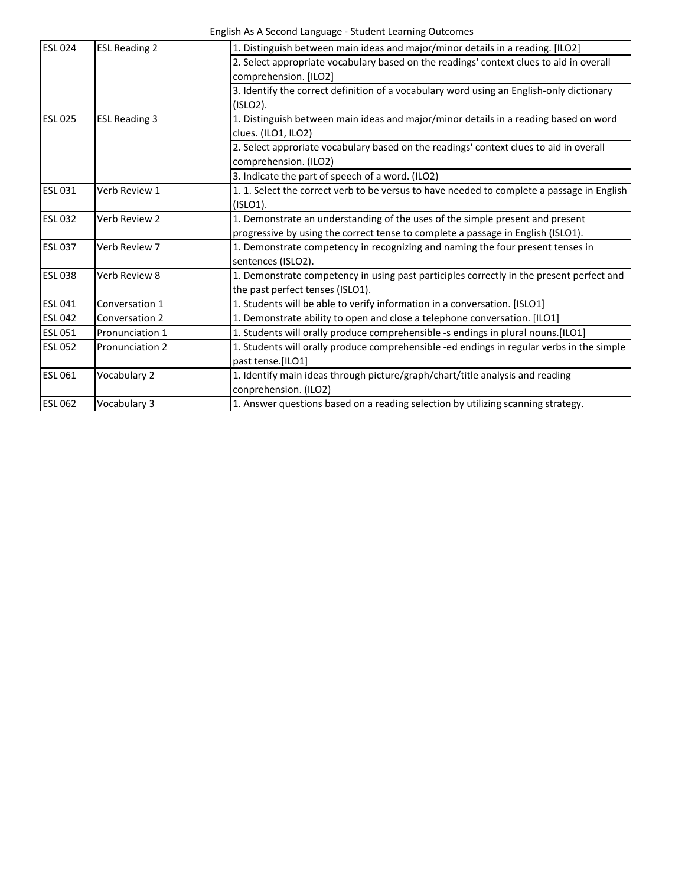English As A Second Language - Student Learning Outcomes

| | | |
|---|---|---|
| ESL 024 | ESL Reading 2 | 1. Distinguish between main ideas and major/minor details in a reading. [ILO2] |
| | | 2. Select appropriate vocabulary based on the readings' context clues to aid in overall comprehension. [ILO2] |
| | | 3. Identify the correct definition of a vocabulary word using an English-only dictionary (ISLO2). |
| ESL 025 | ESL Reading 3 | 1. Distinguish between main ideas and major/minor details in a reading based on word clues. (ILO1, ILO2) |
| | | 2. Select approriate vocabulary based on the readings' context clues to aid in overall comprehension. (ILO2) |
| | | 3. Indicate the part of speech of a word. (ILO2) |
| ESL 031 | Verb Review 1 | 1. 1. Select the correct verb to be versus to have needed to complete a passage in English (ISLO1). |
| ESL 032 | Verb Review 2 | 1. Demonstrate an understanding of the uses of the simple present and present progressive by using the correct tense to complete a passage in English (ISLO1). |
| ESL 037 | Verb Review 7 | 1. Demonstrate competency in recognizing and naming the four present tenses in sentences (ISLO2). |
| ESL 038 | Verb Review 8 | 1. Demonstrate competency in using past participles correctly in the present perfect and the past perfect tenses (ISLO1). |
| ESL 041 | Conversation 1 | 1. Students will be able to verify information in a conversation. [ISLO1] |
| ESL 042 | Conversation 2 | 1. Demonstrate ability to open and close a telephone conversation. [ILO1] |
| ESL 051 | Pronunciation 1 | 1. Students will orally produce comprehensible -s endings in plural nouns.[ILO1] |
| ESL 052 | Pronunciation 2 | 1. Students will orally produce comprehensible -ed endings in regular verbs in the simple past tense.[ILO1] |
| ESL 061 | Vocabulary 2 | 1. Identify main ideas through picture/graph/chart/title analysis and reading conprehension. (ILO2) |
| ESL 062 | Vocabulary 3 | 1. Answer questions based on a reading selection by utilizing scanning strategy. |